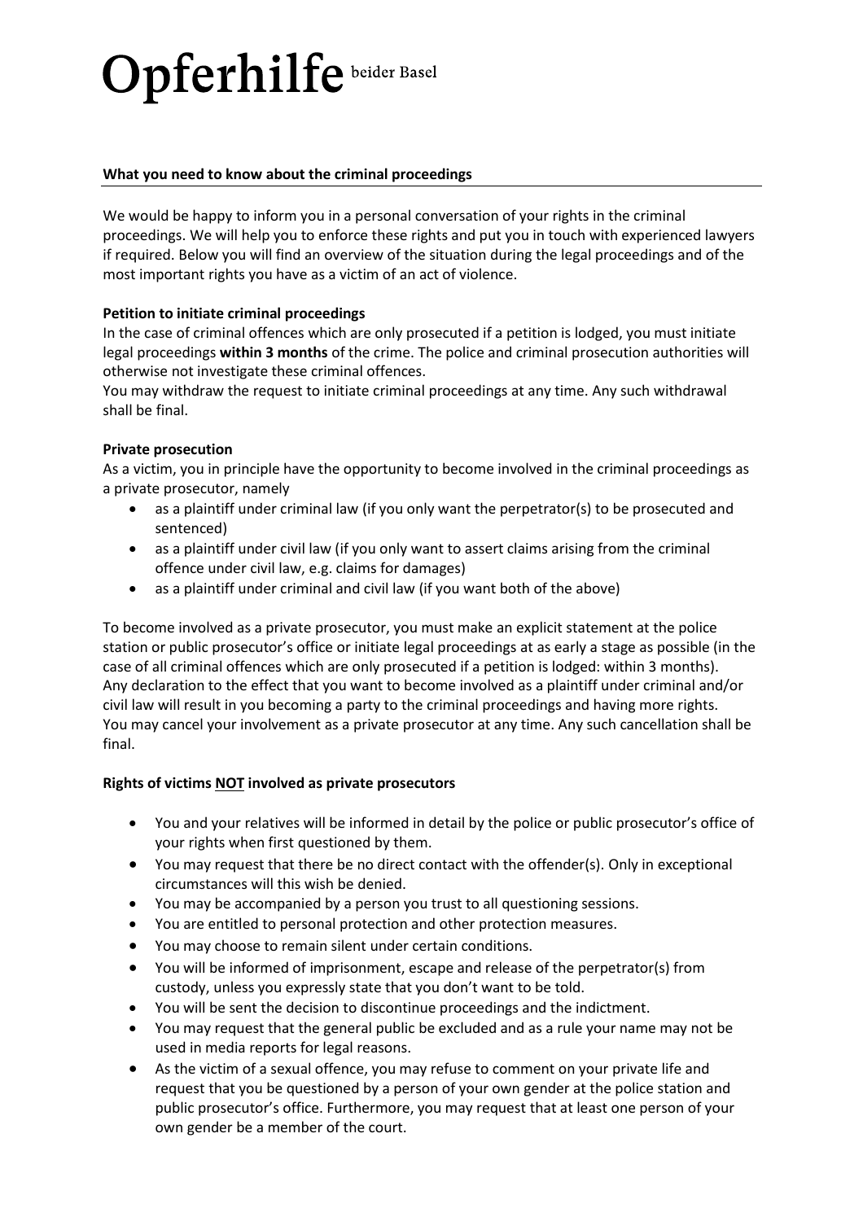# Opferhilfe beider Basel

## What you need to know about the criminal proceedings

We would be happy to inform you in a personal conversation of your rights in the criminal proceedings. We will help you to enforce these rights and put you in touch with experienced lawyers if required. Below you will find an overview of the situation during the legal proceedings and of the most important rights you have as a victim of an act of violence.

**Petition to initiate criminal proceedings**

In the case of criminal offences which are only prosecuted if a petition is lodged, you must initiate legal proceedings **within 3 months** of the crime. The police and criminal prosecution authorities will otherwise not investigate these criminal offences.
You may withdraw the request to initiate criminal proceedings at any time. Any such withdrawal shall be final.

**Private prosecution**

As a victim, you in principle have the opportunity to become involved in the criminal proceedings as a private prosecutor, namely

- as a plaintiff under criminal law (if you only want the perpetrator(s) to be prosecuted and sentenced)
- as a plaintiff under civil law (if you only want to assert claims arising from the criminal offence under civil law, e.g. claims for damages)
- as a plaintiff under criminal and civil law (if you want both of the above)

To become involved as a private prosecutor, you must make an explicit statement at the police station or public prosecutor's office or initiate legal proceedings at as early a stage as possible (in the case of all criminal offences which are only prosecuted if a petition is lodged: within 3 months). Any declaration to the effect that you want to become involved as a plaintiff under criminal and/or civil law will result in you becoming a party to the criminal proceedings and having more rights.
You may cancel your involvement as a private prosecutor at any time. Any such cancellation shall be final.

**Rights of victims NOT involved as private prosecutors**

- You and your relatives will be informed in detail by the police or public prosecutor's office of your rights when first questioned by them.
- You may request that there be no direct contact with the offender(s). Only in exceptional circumstances will this wish be denied.
- You may be accompanied by a person you trust to all questioning sessions.
- You are entitled to personal protection and other protection measures.
- You may choose to remain silent under certain conditions.
- You will be informed of imprisonment, escape and release of the perpetrator(s) from custody, unless you expressly state that you don't want to be told.
- You will be sent the decision to discontinue proceedings and the indictment.
- You may request that the general public be excluded and as a rule your name may not be used in media reports for legal reasons.
- As the victim of a sexual offence, you may refuse to comment on your private life and request that you be questioned by a person of your own gender at the police station and public prosecutor's office. Furthermore, you may request that at least one person of your own gender be a member of the court.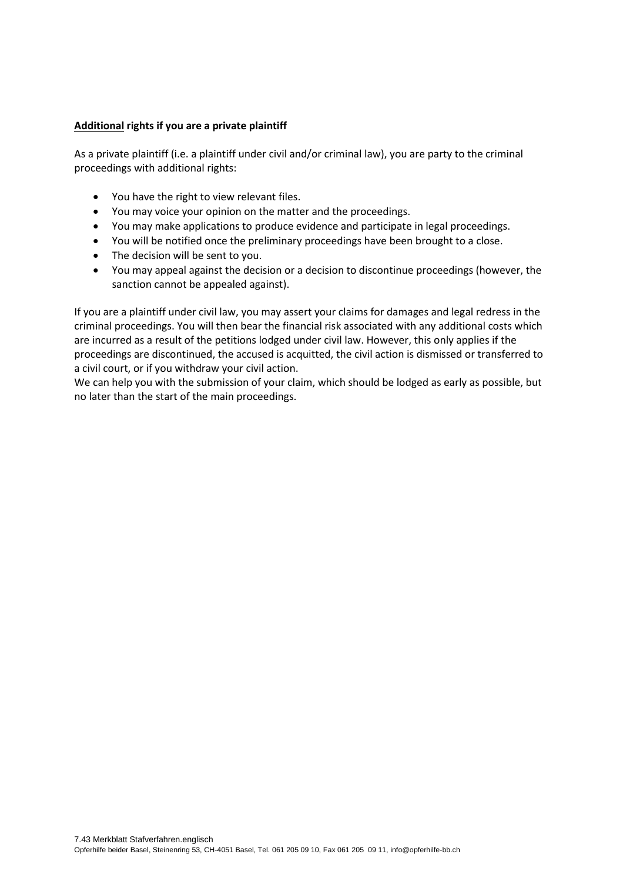**Additional rights if you are a private plaintiff**

As a private plaintiff (i.e. a plaintiff under civil and/or criminal law), you are party to the criminal proceedings with additional rights:

- You have the right to view relevant files.
- You may voice your opinion on the matter and the proceedings.
- You may make applications to produce evidence and participate in legal proceedings.
- You will be notified once the preliminary proceedings have been brought to a close.
- The decision will be sent to you.
- You may appeal against the decision or a decision to discontinue proceedings (however, the sanction cannot be appealed against).

If you are a plaintiff under civil law, you may assert your claims for damages and legal redress in the criminal proceedings. You will then bear the financial risk associated with any additional costs which are incurred as a result of the petitions lodged under civil law. However, this only applies if the proceedings are discontinued, the accused is acquitted, the civil action is dismissed or transferred to a civil court, or if you withdraw your civil action.
We can help you with the submission of your claim, which should be lodged as early as possible, but no later than the start of the main proceedings.